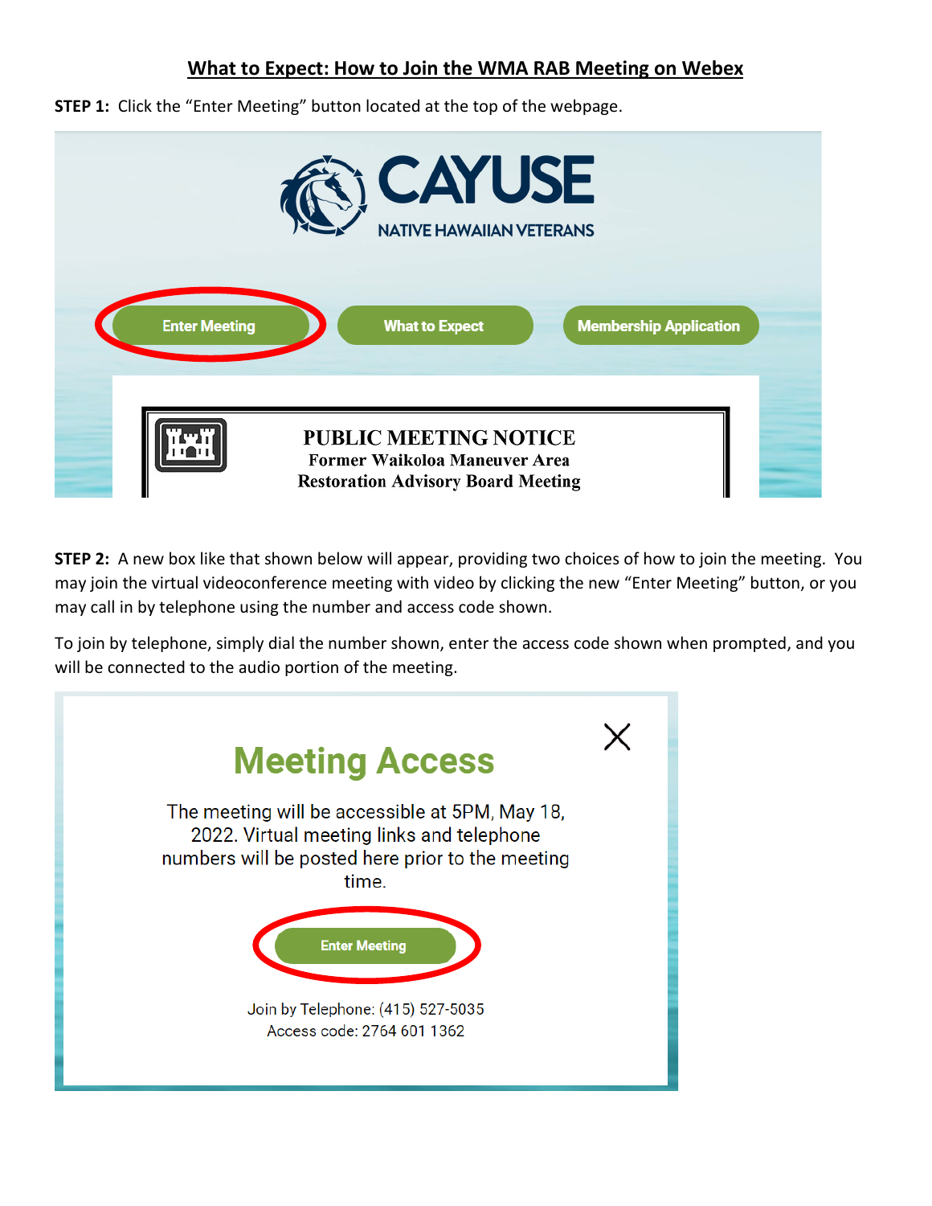# What to Expect: How to Join the WMA RAB Meeting on Webex

**STEP 1:** Click the "Enter Meeting" button located at the top of the webpage.

CAYUSE
NATIVE HAWAIIAN VETERANS

Enter Meeting | What to Expect | Membership Application

PUBLIC MEETING NOTICE
Former Waikoloa Maneuver Area
Restoration Advisory Board Meeting

**STEP 2:** A new box like that shown below will appear, providing two choices of how to join the meeting. You may join the virtual videoconference meeting with video by clicking the new "Enter Meeting" button, or you may call in by telephone using the number and access code shown.

To join by telephone, simply dial the number shown, enter the access code shown when prompted, and you will be connected to the audio portion of the meeting.

## Meeting Access

The meeting will be accessible at 5PM, May 18, 2022. Virtual meeting links and telephone numbers will be posted here prior to the meeting time.

Enter Meeting

Join by Telephone: (415) 527-5035
Access code: 2764 601 1362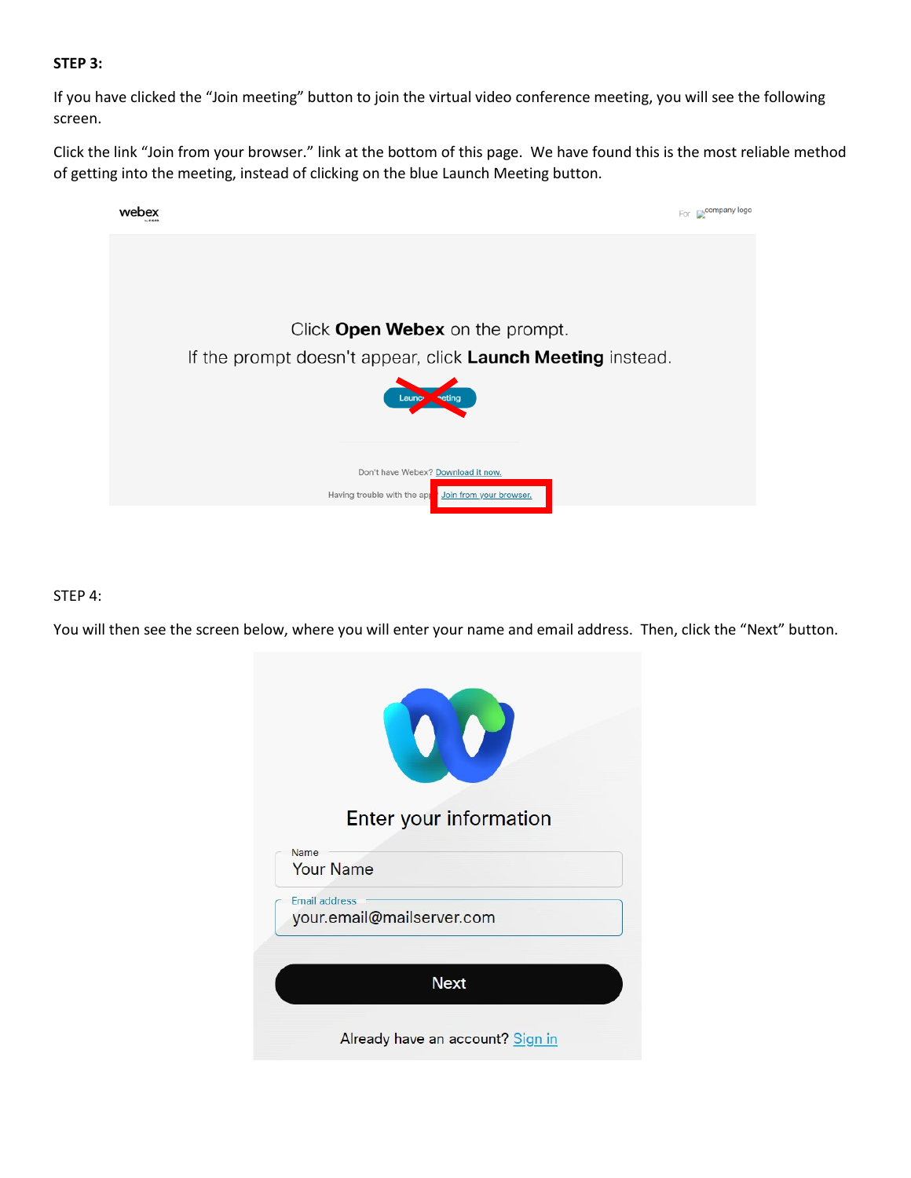**STEP 3:**

If you have clicked the "Join meeting" button to join the virtual video conference meeting, you will see the following screen.

Click the link "Join from your browser." link at the bottom of this page. We have found this is the most reliable method of getting into the meeting, instead of clicking on the blue Launch Meeting button.

STEP 4:

You will then see the screen below, where you will enter your name and email address. Then, click the "Next" button.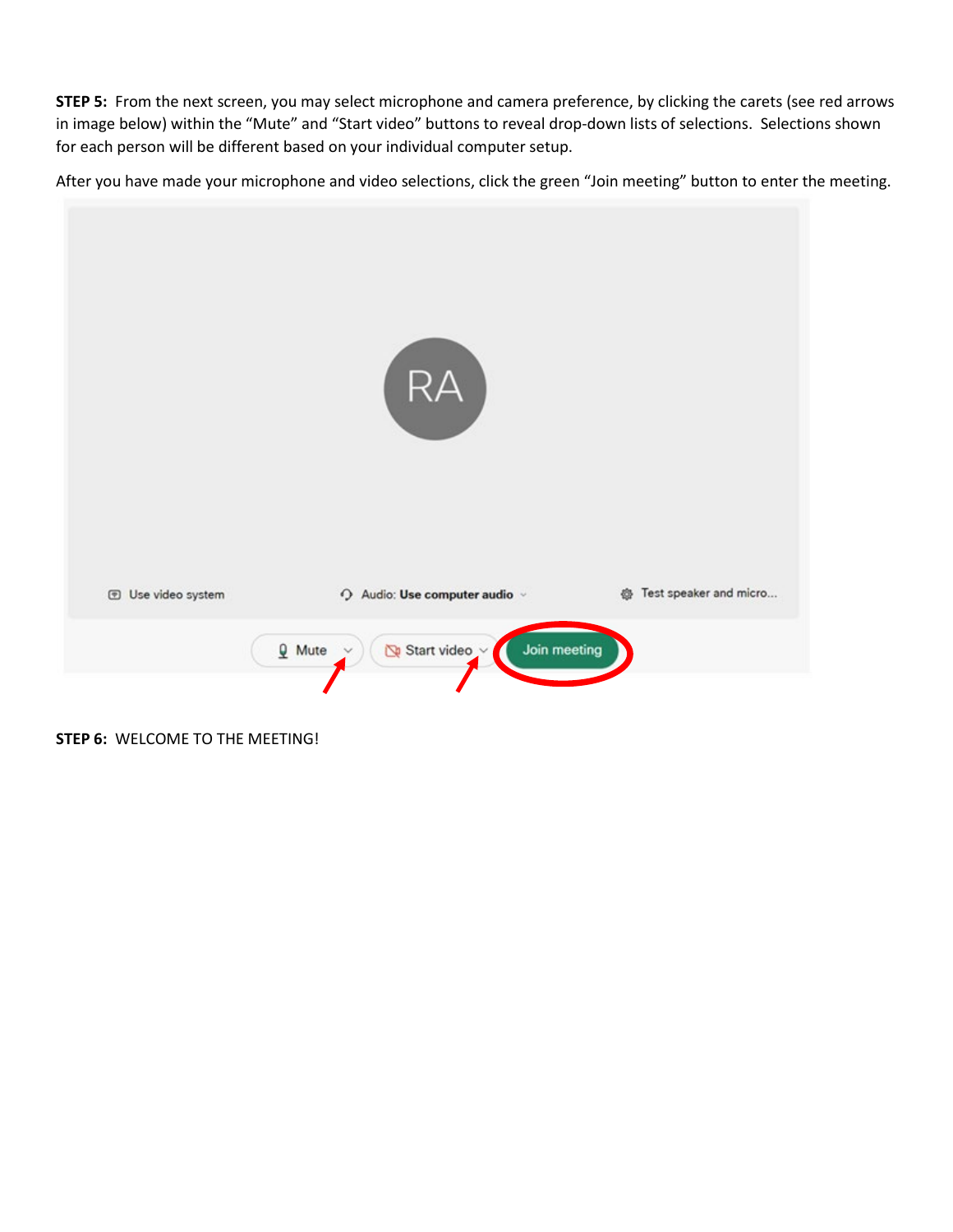**STEP 5:** From the next screen, you may select microphone and camera preference, by clicking the carets (see red arrows in image below) within the "Mute" and "Start video" buttons to reveal drop-down lists of selections. Selections shown for each person will be different based on your individual computer setup.

After you have made your microphone and video selections, click the green "Join meeting" button to enter the meeting.

**STEP 6:** WELCOME TO THE MEETING!